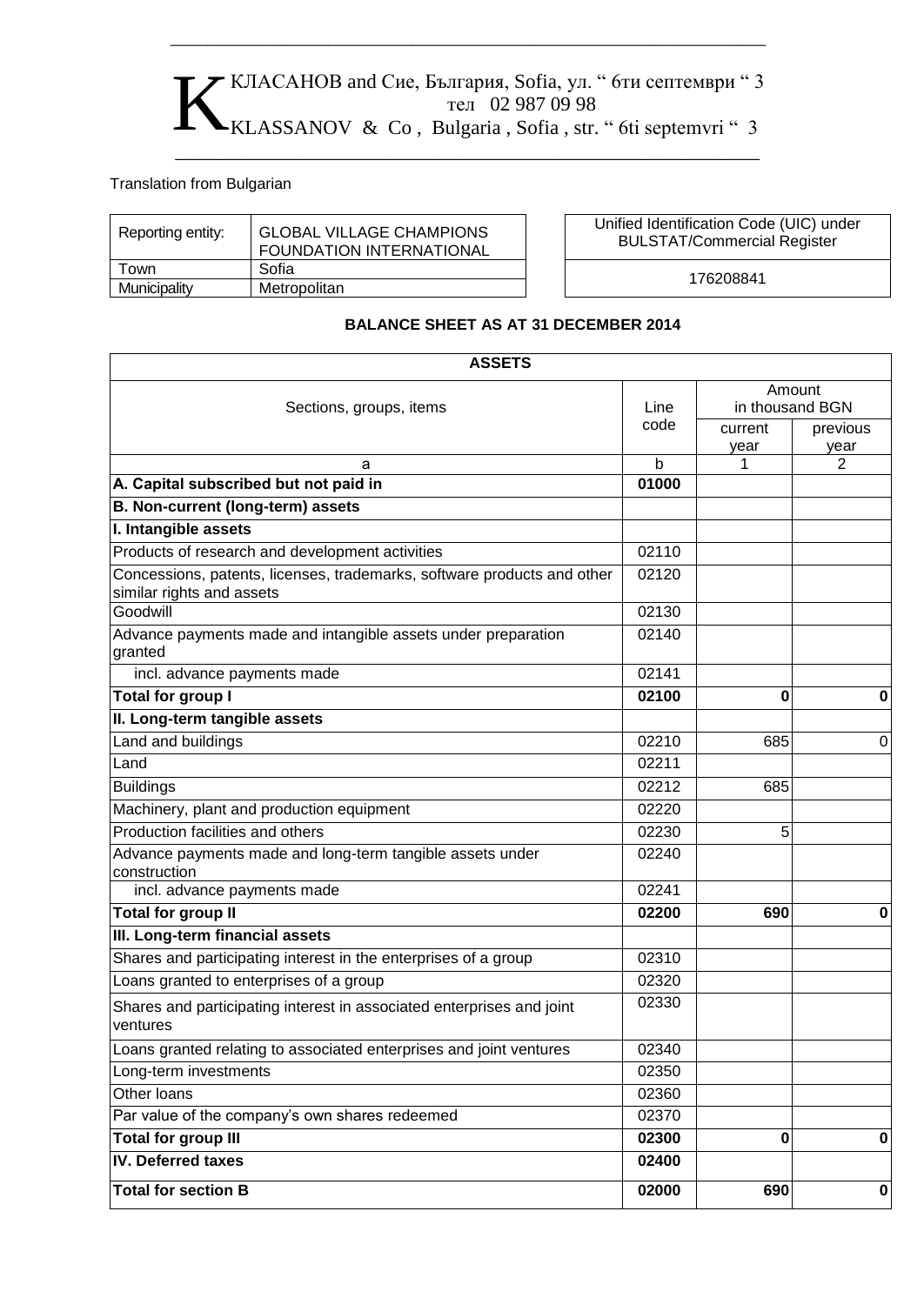КЛАСАНОВ and Сие, България, Sofia, ул. " 6ти септември " 3
тел 02 987 09 98
KLASSANOV & Co , Bulgaria , Sofia , str. " 6ti septemvri " 3

Translation from Bulgarian

| | |
|---|---|
| Reporting entity: | GLOBAL VILLAGE CHAMPIONS FOUNDATION INTERNATIONAL |
| Town | Sofia |
| Municipality | Metropolitan |

| Unified Identification Code (UIC) under BULSTAT/Commercial Register |
|---|
| 176208841 |

**BALANCE SHEET AS AT 31 DECEMBER 2014**

| ASSETS | | | |
|---|---|---|---|
| Sections, groups, items | Line code | Amount in thousand BGN | |
| | | current year | previous year |
| a | b | 1 | 2 |
| **A. Capital subscribed but not paid in** | **01000** | | |
| **B. Non-current (long-term) assets** | | | |
| **I. Intangible assets** | | | |
| Products of research and development activities | 02110 | | |
| Concessions, patents, licenses, trademarks, software products and other similar rights and assets | 02120 | | |
| Goodwill | 02130 | | |
| Advance payments made and intangible assets under preparation granted | 02140 | | |
| incl. advance payments made | 02141 | | |
| **Total for group I** | **02100** | **0** | **0** |
| **II. Long-term tangible assets** | | | |
| Land and buildings | 02210 | 685 | 0 |
| Land | 02211 | | |
| Buildings | 02212 | 685 | |
| Machinery, plant and production equipment | 02220 | | |
| Production facilities and others | 02230 | 5 | |
| Advance payments made and long-term tangible assets under construction | 02240 | | |
| incl. advance payments made | 02241 | | |
| **Total for group II** | **02200** | **690** | **0** |
| **III. Long-term financial assets** | | | |
| Shares and participating interest in the enterprises of a group | 02310 | | |
| Loans granted to enterprises of a group | 02320 | | |
| Shares and participating interest in associated enterprises and joint ventures | 02330 | | |
| Loans granted relating to associated enterprises and joint ventures | 02340 | | |
| Long-term investments | 02350 | | |
| Other loans | 02360 | | |
| Par value of the company's own shares redeemed | 02370 | | |
| **Total for group III** | **02300** | **0** | **0** |
| **IV. Deferred taxes** | **02400** | | |
| **Total for section B** | **02000** | **690** | **0** |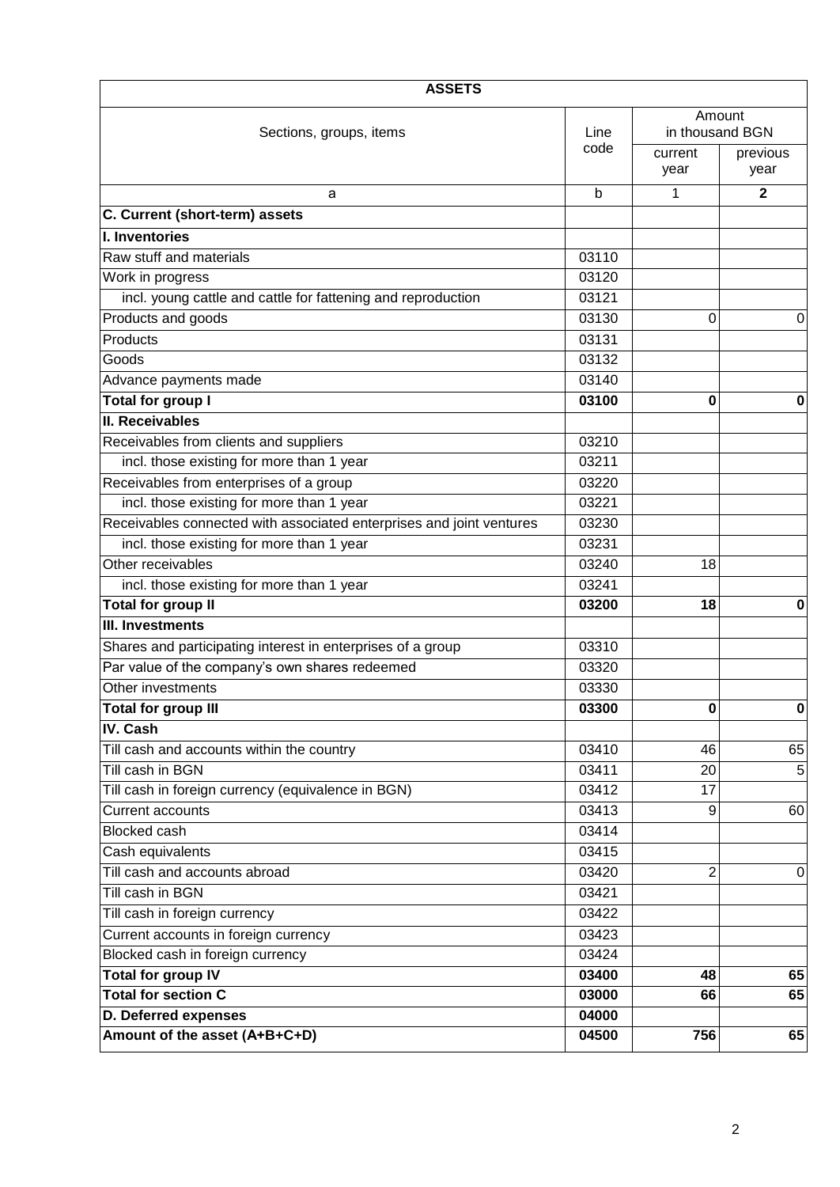| ASSETS | | | |
|---|---|---|---|
| Sections, groups, items | Line code | Amount in thousand BGN | |
| | | current year | previous year |
| a | b | 1 | 2 |
| **C. Current (short-term) assets** | | | |
| **I. Inventories** | | | |
| Raw stuff and materials | 03110 | | |
| Work in progress | 03120 | | |
| incl. young cattle and cattle for fattening and reproduction | 03121 | | |
| Products and goods | 03130 | 0 | 0 |
| Products | 03131 | | |
| Goods | 03132 | | |
| Advance payments made | 03140 | | |
| **Total for group I** | **03100** | **0** | **0** |
| **II. Receivables** | | | |
| Receivables from clients and suppliers | 03210 | | |
| incl. those existing for more than 1 year | 03211 | | |
| Receivables from enterprises of a group | 03220 | | |
| incl. those existing for more than 1 year | 03221 | | |
| Receivables connected with associated enterprises and joint ventures | 03230 | | |
| incl. those existing for more than 1 year | 03231 | | |
| Other receivables | 03240 | 18 | |
| incl. those existing for more than 1 year | 03241 | | |
| **Total for group II** | **03200** | **18** | **0** |
| **III. Investments** | | | |
| Shares and participating interest in enterprises of a group | 03310 | | |
| Par value of the company's own shares redeemed | 03320 | | |
| Other investments | 03330 | | |
| **Total for group III** | **03300** | **0** | **0** |
| **IV. Cash** | | | |
| Till cash and accounts within the country | 03410 | 46 | 65 |
| Till cash in BGN | 03411 | 20 | 5 |
| Till cash in foreign currency (equivalence in BGN) | 03412 | 17 | |
| Current accounts | 03413 | 9 | 60 |
| Blocked cash | 03414 | | |
| Cash equivalents | 03415 | | |
| Till cash and accounts abroad | 03420 | 2 | 0 |
| Till cash in BGN | 03421 | | |
| Till cash in foreign currency | 03422 | | |
| Current accounts in foreign currency | 03423 | | |
| Blocked cash in foreign currency | 03424 | | |
| **Total for group IV** | **03400** | **48** | **65** |
| **Total for section C** | **03000** | **66** | **65** |
| **D. Deferred expenses** | **04000** | | |
| **Amount of the asset (A+B+C+D)** | **04500** | **756** | **65** |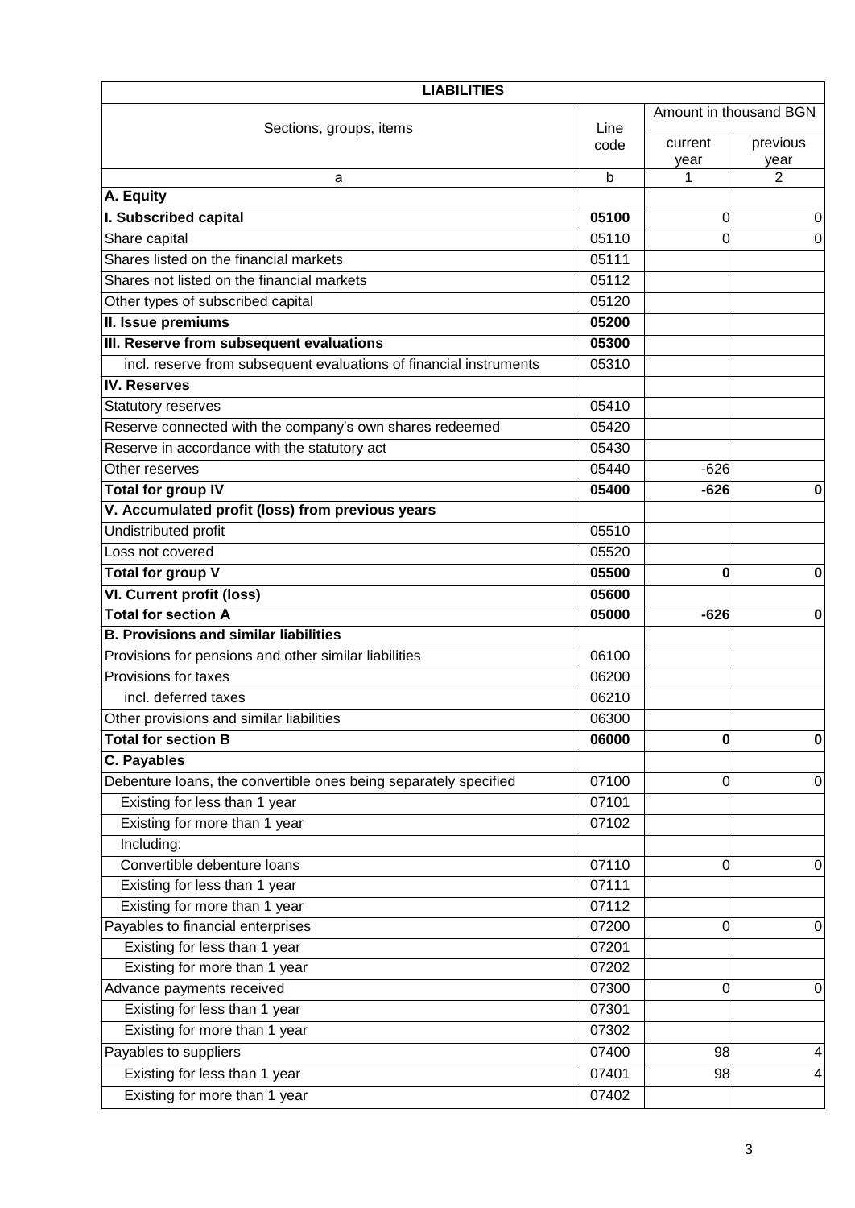| LIABILITIES | | | |
|---|---|---|---|
| Sections, groups, items | Line code | Amount in thousand BGN | |
| | | current year | previous year |
| a | b | 1 | 2 |
| **A. Equity** | | | |
| **I. Subscribed capital** | **05100** | 0 | 0 |
| Share capital | 05110 | 0 | 0 |
| Shares listed on the financial markets | 05111 | | |
| Shares not listed on the financial markets | 05112 | | |
| Other types of subscribed capital | 05120 | | |
| **II. Issue premiums** | **05200** | | |
| **III. Reserve from subsequent evaluations** | **05300** | | |
| incl. reserve from subsequent evaluations of financial instruments | 05310 | | |
| **IV. Reserves** | | | |
| Statutory reserves | 05410 | | |
| Reserve connected with the company's own shares redeemed | 05420 | | |
| Reserve in accordance with the statutory act | 05430 | | |
| Other reserves | 05440 | -626 | |
| **Total for group IV** | **05400** | **-626** | **0** |
| **V. Accumulated profit (loss) from previous years** | | | |
| Undistributed profit | 05510 | | |
| Loss not covered | 05520 | | |
| **Total for group V** | **05500** | **0** | **0** |
| **VI. Current profit (loss)** | **05600** | | |
| **Total for section A** | **05000** | **-626** | **0** |
| **B. Provisions and similar liabilities** | | | |
| Provisions for pensions and other similar liabilities | 06100 | | |
| Provisions for taxes | 06200 | | |
| incl. deferred taxes | 06210 | | |
| Other provisions and similar liabilities | 06300 | | |
| **Total for section B** | **06000** | **0** | **0** |
| **C. Payables** | | | |
| Debenture loans, the convertible ones being separately specified | 07100 | 0 | 0 |
| Existing for less than 1 year | 07101 | | |
| Existing for more than 1 year | 07102 | | |
| Including: | | | |
| Convertible debenture loans | 07110 | 0 | 0 |
| Existing for less than 1 year | 07111 | | |
| Existing for more than 1 year | 07112 | | |
| Payables to financial enterprises | 07200 | 0 | 0 |
| Existing for less than 1 year | 07201 | | |
| Existing for more than 1 year | 07202 | | |
| Advance payments received | 07300 | 0 | 0 |
| Existing for less than 1 year | 07301 | | |
| Existing for more than 1 year | 07302 | | |
| Payables to suppliers | 07400 | 98 | 4 |
| Existing for less than 1 year | 07401 | 98 | 4 |
| Existing for more than 1 year | 07402 | | |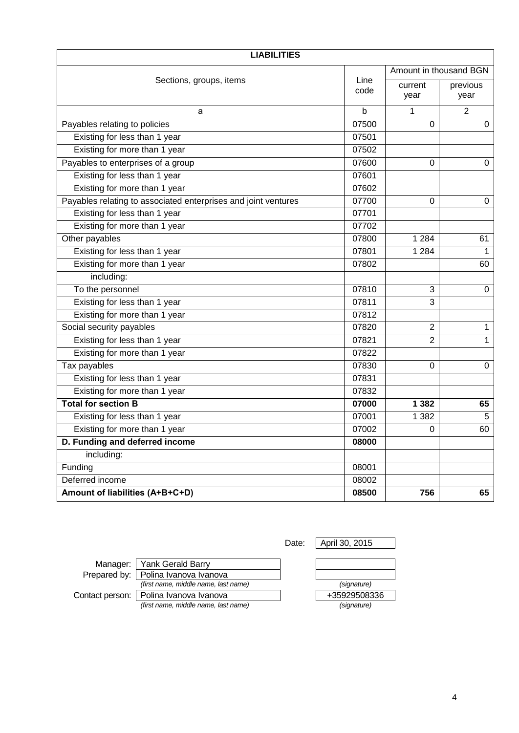| LIABILITIES | | | |
|---|---|---|---|
| Sections, groups, items | Line code | Amount in thousand BGN | |
| | | current year | previous year |
| a | b | 1 | 2 |
| Payables relating to policies | 07500 | 0 | 0 |
| Existing for less than 1 year | 07501 | | |
| Existing for more than 1 year | 07502 | | |
| Payables to enterprises of a group | 07600 | 0 | 0 |
| Existing for less than 1 year | 07601 | | |
| Existing for more than 1 year | 07602 | | |
| Payables relating to associated enterprises and joint ventures | 07700 | 0 | 0 |
| Existing for less than 1 year | 07701 | | |
| Existing for more than 1 year | 07702 | | |
| Other payables | 07800 | 1 284 | 61 |
| Existing for less than 1 year | 07801 | 1 284 | 1 |
| Existing for more than 1 year | 07802 | | 60 |
| including: | | | |
| To the personnel | 07810 | 3 | 0 |
| Existing for less than 1 year | 07811 | 3 | |
| Existing for more than 1 year | 07812 | | |
| Social security payables | 07820 | 2 | 1 |
| Existing for less than 1 year | 07821 | 2 | 1 |
| Existing for more than 1 year | 07822 | | |
| Tax payables | 07830 | 0 | 0 |
| Existing for less than 1 year | 07831 | | |
| Existing for more than 1 year | 07832 | | |
| **Total for section B** | **07000** | **1 382** | **65** |
| Existing for less than 1 year | 07001 | 1 382 | 5 |
| Existing for more than 1 year | 07002 | 0 | 60 |
| **D. Funding and deferred income** | **08000** | | |
| including: | | | |
| Funding | 08001 | | |
| Deferred income | 08002 | | |
| **Amount of liabilities (A+B+C+D)** | **08500** | **756** | **65** |

Date: April 30, 2015

Manager: Yank Gerald Barry

Prepared by: Polina Ivanova Ivanova

*(first name, middle name, last name)* *(signature)*

Contact person: Polina Ivanova Ivanova +35929508336

*(first name, middle name, last name)* *(signature)*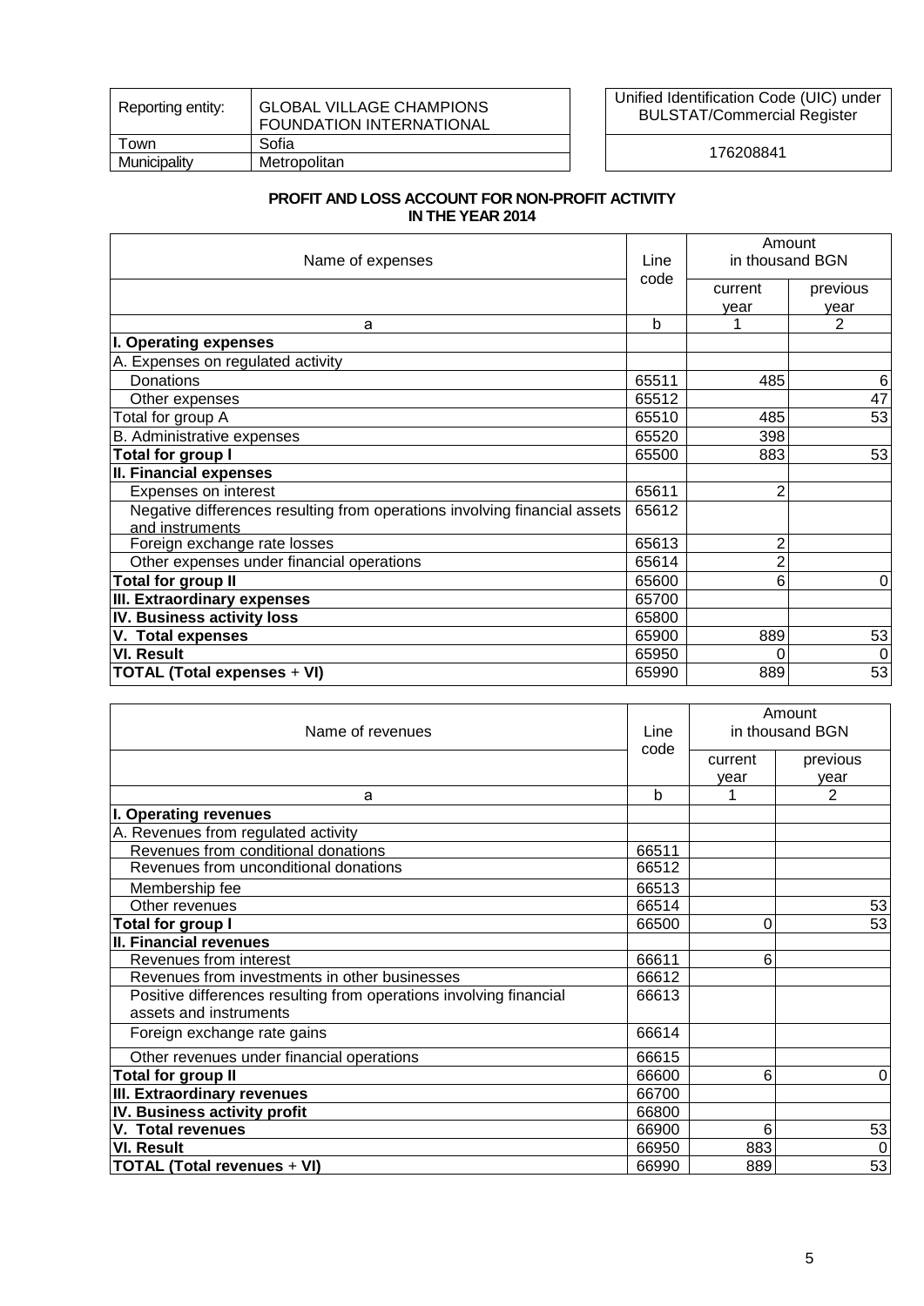| Reporting entity: | GLOBAL VILLAGE CHAMPIONS FOUNDATION INTERNATIONAL |
|---|---|
| Town | Sofia |
| Municipality | Metropolitan |

| Unified Identification Code (UIC) under BULSTAT/Commercial Register |
|---|
| 176208841 |

**PROFIT AND LOSS ACCOUNT FOR NON-PROFIT ACTIVITY IN THE YEAR 2014**

| Name of expenses | Line code | Amount in thousand BGN | |
|---|---|---|---|
| | | current year | previous year |
| a | b | 1 | 2 |
| **I. Operating expenses** | | | |
| A. Expenses on regulated activity | | | |
| Donations | 65511 | 485 | 6 |
| Other expenses | 65512 | | 47 |
| Total for group A | 65510 | 485 | 53 |
| B. Administrative expenses | 65520 | 398 | |
| **Total for group I** | 65500 | 883 | 53 |
| **II. Financial expenses** | | | |
| Expenses on interest | 65611 | 2 | |
| Negative differences resulting from operations involving financial assets and instruments | 65612 | | |
| Foreign exchange rate losses | 65613 | 2 | |
| Other expenses under financial operations | 65614 | 2 | |
| **Total for group II** | 65600 | 6 | 0 |
| **III. Extraordinary expenses** | 65700 | | |
| **IV. Business activity loss** | 65800 | | |
| **V. Total expenses** | 65900 | 889 | 53 |
| **VI. Result** | 65950 | 0 | 0 |
| **TOTAL (Total expenses + VI)** | 65990 | 889 | 53 |

| Name of revenues | Line code | Amount in thousand BGN | |
|---|---|---|---|
| | | current year | previous year |
| a | b | 1 | 2 |
| **I. Operating revenues** | | | |
| A. Revenues from regulated activity | | | |
| Revenues from conditional donations | 66511 | | |
| Revenues from unconditional donations | 66512 | | |
| Membership fee | 66513 | | |
| Other revenues | 66514 | | 53 |
| **Total for group I** | 66500 | 0 | 53 |
| **II. Financial revenues** | | | |
| Revenues from interest | 66611 | 6 | |
| Revenues from investments in other businesses | 66612 | | |
| Positive differences resulting from operations involving financial assets and instruments | 66613 | | |
| Foreign exchange rate gains | 66614 | | |
| Other revenues under financial operations | 66615 | | |
| **Total for group II** | 66600 | 6 | 0 |
| **III. Extraordinary revenues** | 66700 | | |
| **IV. Business activity profit** | 66800 | | |
| **V. Total revenues** | 66900 | 6 | 53 |
| **VI. Result** | 66950 | 883 | 0 |
| **TOTAL (Total revenues + VI)** | 66990 | 889 | 53 |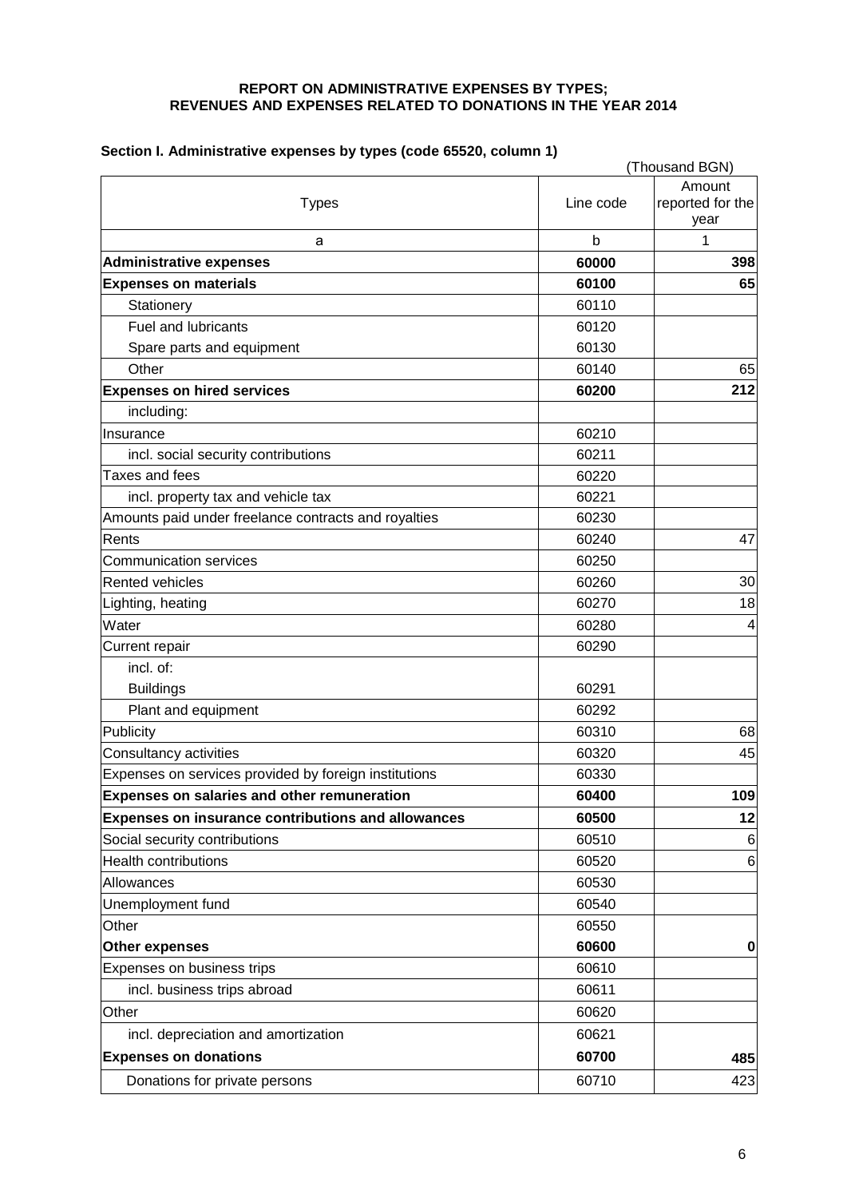**REPORT ON ADMINISTRATIVE EXPENSES BY TYPES;**
**REVENUES AND EXPENSES RELATED TO DONATIONS IN THE YEAR 2014**

**Section I. Administrative expenses by types (code 65520, column 1)**

(Thousand BGN)

| Types | Line code | Amount reported for the year |
|---|---|---|
| a | b | 1 |
| **Administrative expenses** | **60000** | **398** |
| **Expenses on materials** | **60100** | **65** |
| Stationery | 60110 | |
| Fuel and lubricants | 60120 | |
| Spare parts and equipment | 60130 | |
| Other | 60140 | 65 |
| **Expenses on hired services** | **60200** | **212** |
| including: | | |
| Insurance | 60210 | |
| incl. social security contributions | 60211 | |
| Taxes and fees | 60220 | |
| incl. property tax and vehicle tax | 60221 | |
| Amounts paid under freelance contracts and royalties | 60230 | |
| Rents | 60240 | 47 |
| Communication services | 60250 | |
| Rented vehicles | 60260 | 30 |
| Lighting, heating | 60270 | 18 |
| Water | 60280 | 4 |
| Current repair | 60290 | |
| incl. of: | | |
| Buildings | 60291 | |
| Plant and equipment | 60292 | |
| Publicity | 60310 | 68 |
| Consultancy activities | 60320 | 45 |
| Expenses on services provided by foreign institutions | 60330 | |
| **Expenses on salaries and other remuneration** | **60400** | **109** |
| **Expenses on insurance contributions and allowances** | **60500** | **12** |
| Social security contributions | 60510 | 6 |
| Health contributions | 60520 | 6 |
| Allowances | 60530 | |
| Unemployment fund | 60540 | |
| Other | 60550 | |
| **Other expenses** | **60600** | **0** |
| Expenses on business trips | 60610 | |
| incl. business trips abroad | 60611 | |
| Other | 60620 | |
| incl. depreciation and amortization | 60621 | |
| **Expenses on donations** | **60700** | **485** |
| Donations for private persons | 60710 | 423 |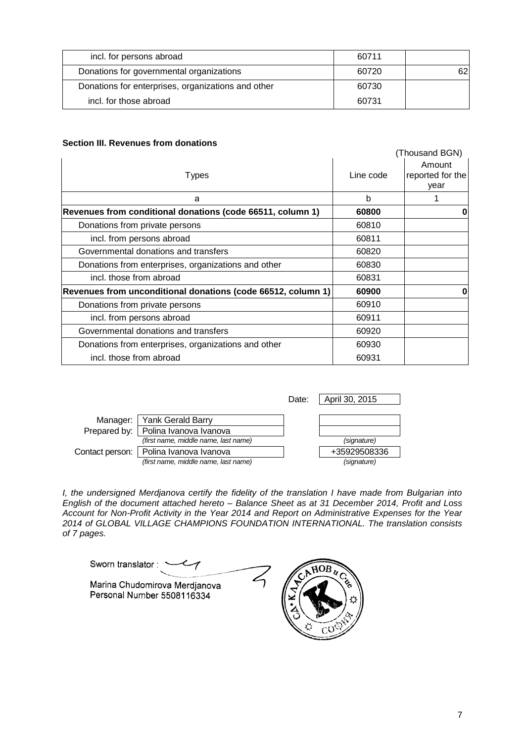| | | |
|---|---|---|
| incl. for persons abroad | 60711 | |
| Donations for governmental organizations | 60720 | 62 |
| Donations for enterprises, organizations and other | 60730 | |
| incl. for those abroad | 60731 | |

**Section III. Revenues from donations**

(Thousand BGN)

| Types | Line code | Amount reported for the year |
|---|---|---|
| a | b | 1 |
| **Revenues from conditional donations (code 66511, column 1)** | **60800** | **0** |
| Donations from private persons | 60810 | |
| incl. from persons abroad | 60811 | |
| Governmental donations and transfers | 60820 | |
| Donations from enterprises, organizations and other | 60830 | |
| incl. those from abroad | 60831 | |
| **Revenues from unconditional donations (code 66512, column 1)** | **60900** | **0** |
| Donations from private persons | 60910 | |
| incl. from persons abroad | 60911 | |
| Governmental donations and transfers | 60920 | |
| Donations from enterprises, organizations and other | 60930 | |
| incl. those from abroad | 60931 | |

Date: April 30, 2015

Manager: Yank Gerald Barry

Prepared by: Polina Ivanova Ivanova
*(first name, middle name, last name)* — *(signature)*

Contact person: Polina Ivanova Ivanova — +35929508336
*(first name, middle name, last name)* — *(signature)*

*I, the undersigned Merdjanova certify the fidelity of the translation I have made from Bulgarian into English of the document attached hereto – Balance Sheet as at 31 December 2014, Profit and Loss Account for Non-Profit Activity in the Year 2014 and Report on Administrative Expenses for the Year 2014 of GLOBAL VILLAGE CHAMPIONS FOUNDATION INTERNATIONAL. The translation consists of 7 pages.*

Sworn translator:

Marina Chudomirova Merdjanova
Personal Number 5508116334